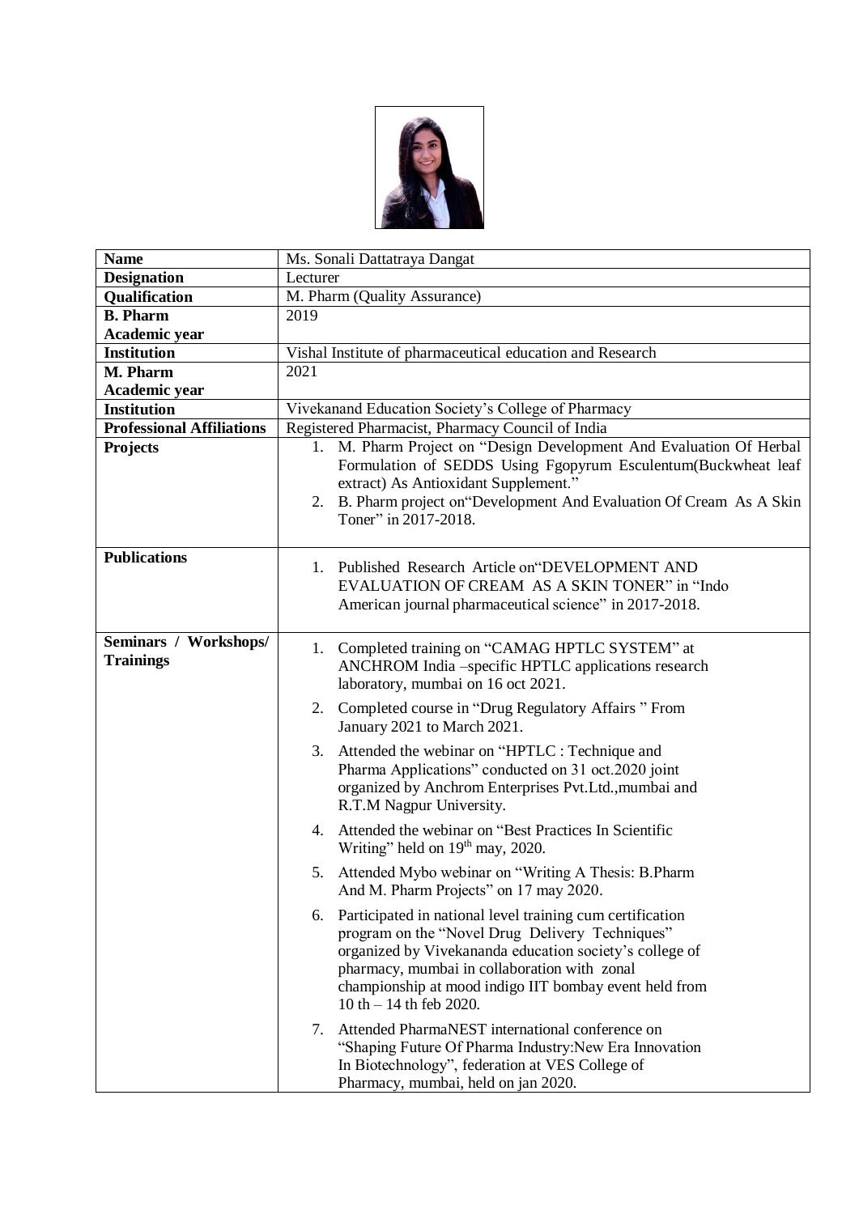| **Name** | Ms. Sonali Dattatraya Dangat |
|---|---|
| **Designation** | Lecturer |
| **Qualification** | M. Pharm (Quality Assurance) |
| **B. Pharm Academic year** | 2019 |
| **Institution** | Vishal Institute of pharmaceutical education and Research |
| **M. Pharm Academic year** | 2021 |
| **Institution** | Vivekanand Education Society's College of Pharmacy |
| **Professional Affiliations** | Registered Pharmacist, Pharmacy Council of India |
| **Projects** | 1. M. Pharm Project on "Design Development And Evaluation Of Herbal Formulation of SEDDS Using Fgopyrum Esculentum(Buckwheat leaf extract) As Antioxidant Supplement." <br> 2. B. Pharm project on"Development And Evaluation Of Cream As A Skin Toner" in 2017-2018. |
| **Publications** | 1. Published Research Article on"DEVELOPMENT AND EVALUATION OF CREAM AS A SKIN TONER" in "Indo American journal pharmaceutical science" in 2017-2018. |
| **Seminars / Workshops/ Trainings** | 1. Completed training on "CAMAG HPTLC SYSTEM" at ANCHROM India –specific HPTLC applications research laboratory, mumbai on 16 oct 2021. <br> 2. Completed course in "Drug Regulatory Affairs " From January 2021 to March 2021. <br> 3. Attended the webinar on "HPTLC : Technique and Pharma Applications" conducted on 31 oct.2020 joint organized by Anchrom Enterprises Pvt.Ltd.,mumbai and R.T.M Nagpur University. <br> 4. Attended the webinar on "Best Practices In Scientific Writing" held on 19th may, 2020. <br> 5. Attended Mybo webinar on "Writing A Thesis: B.Pharm And M. Pharm Projects" on 17 may 2020. <br> 6. Participated in national level training cum certification program on the "Novel Drug Delivery Techniques" organized by Vivekananda education society's college of pharmacy, mumbai in collaboration with zonal championship at mood indigo IIT bombay event held from 10 th – 14 th feb 2020. <br> 7. Attended PharmaNEST international conference on "Shaping Future Of Pharma Industry:New Era Innovation In Biotechnology", federation at VES College of Pharmacy, mumbai, held on jan 2020. |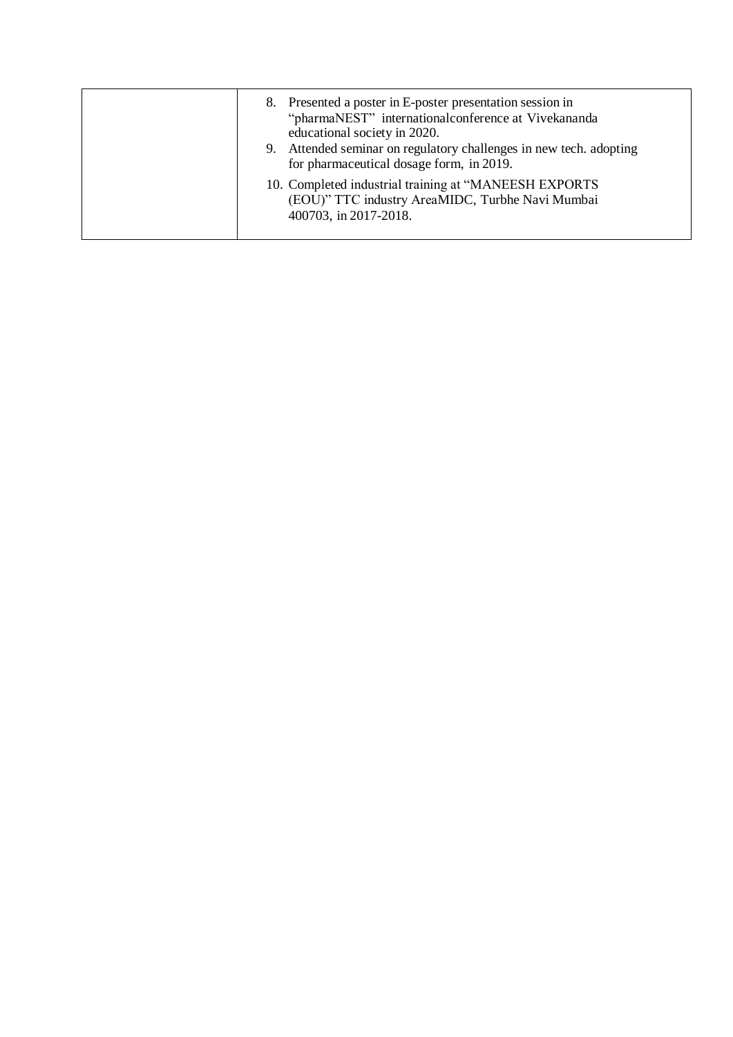| | |
|---|---|
| | 8. Presented a poster in E-poster presentation session in "pharmaNEST" internationalconference at Vivekananda educational society in 2020.<br>9. Attended seminar on regulatory challenges in new tech. adopting for pharmaceutical dosage form, in 2019.<br>10. Completed industrial training at "MANEESH EXPORTS (EOU)" TTC industry AreaMIDC, Turbhe Navi Mumbai 400703, in 2017-2018. |